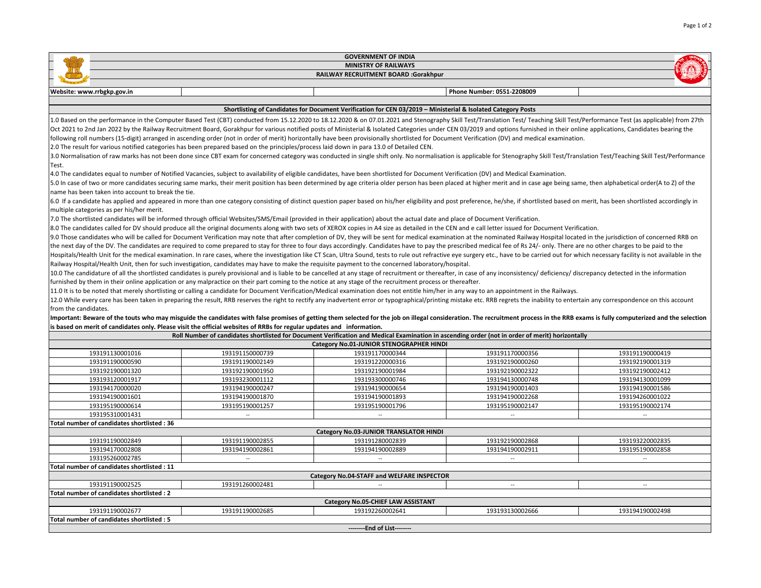# GOVERNMENT OF INDIA

## MINISTRY OF RAILWAYS

## RAILWAY RECRUITMENT BOARD :Gorakhpur

**Website: www.rrbgkp.gov.in** | **Phone Number: 0551-2208009**

### Shortlisting of Candidates for Document Verification for CEN 03/2019 – Ministerial & Isolated Category Posts

1.0 Based on the performance in the Computer Based Test (CBT) conducted from 15.12.2020 to 18.12.2020 & on 07.01.2021 and Stenography Skill Test/Translation Test/ Teaching Skill Test/Performance Test (as applicable) from 27th Oct 2021 to 2nd Jan 2022 by the Railway Recruitment Board, Gorakhpur for various notified posts of Ministerial & Isolated Categories under CEN 03/2019 and options furnished in their online applications, Candidates bearing the following roll numbers (15-digit) arranged in ascending order (not in order of merit) horizontally have been provisionally shortlisted for Document Verification (DV) and medical examination.

2.0 The result for various notified categories has been prepared based on the principles/process laid down in para 13.0 of Detailed CEN.

3.0 Normalisation of raw marks has not been done since CBT exam for concerned category was conducted in single shift only. No normalisation is applicable for Stenography Skill Test/Translation Test/Teaching Skill Test/Performance Test.

4.0 The candidates equal to number of Notified Vacancies, subject to availability of eligible candidates, have been shortlisted for Document Verification (DV) and Medical Examination.

5.0 In case of two or more candidates securing same marks, their merit position has been determined by age criteria older person has been placed at higher merit and in case age being same, then alphabetical order(A to Z) of the name has been taken into account to break the tie.

6.0 If a candidate has applied and appeared in more than one category consisting of distinct question paper based on his/her eligibility and post preference, he/she, if shortlisted based on merit, has been shortlisted accordingly in multiple categories as per his/her merit.

7.0 The shortlisted candidates will be informed through official Websites/SMS/Email (provided in their application) about the actual date and place of Document Verification.

8.0 The candidates called for DV should produce all the original documents along with two sets of XEROX copies in A4 size as detailed in the CEN and e call letter issued for Document Verification.

9.0 Those candidates who will be called for Document Verification may note that after completion of DV, they will be sent for medical examination at the nominated Railway Hospital located in the jurisdiction of concerned RRB on the next day of the DV. The candidates are required to come prepared to stay for three to four days accordingly. Candidates have to pay the prescribed medical fee of Rs 24/- only. There are no other charges to be paid to the Hospitals/Health Unit for the medical examination. In rare cases, where the investigation like CT Scan, Ultra Sound, tests to rule out refractive eye surgery etc., have to be carried out for which necessary facility is not available in the Railway Hospital/Health Unit, then for such investigation, candidates may have to make the requisite payment to the concerned laboratory/hospital.

10.0 The candidature of all the shortlisted candidates is purely provisional and is liable to be cancelled at any stage of recruitment or thereafter, in case of any inconsistency/ deficiency/ discrepancy detected in the information furnished by them in their online application or any malpractice on their part coming to the notice at any stage of the recruitment process or thereafter.

11.0 It is to be noted that merely shortlisting or calling a candidate for Document Verification/Medical examination does not entitle him/her in any way to an appointment in the Railways.

12.0 While every care has been taken in preparing the result, RRB reserves the right to rectify any inadvertent error or typographical/printing mistake etc. RRB regrets the inability to entertain any correspondence on this account from the candidates.

**Important: Beware of the touts who may misguide the candidates with false promises of getting them selected for the job on illegal consideration. The recruitment process in the RRB exams is fully computerized and the selection is based on merit of candidates only. Please visit the official websites of RRBs for regular updates and information.**

**Roll Number of candidates shortlisted for Document Verification and Medical Examination in ascending order (not in order of merit) horizontally**

**Category No.01-JUNIOR STENOGRAPHER HINDI**

| | | | | |
|---|---|---|---|---|
| 193191130001016 | 193191150000739 | 193191170000344 | 193191170000356 | 193191190000419 |
| 193191190000590 | 193191190002149 | 193191220000316 | 193192190000260 | 193192190001319 |
| 193192190001320 | 193192190001950 | 193192190001984 | 193192190002322 | 193192190002412 |
| 193193120001917 | 193193230001112 | 193193300000746 | 193194130000748 | 193194130001099 |
| 193194170000020 | 193194190000247 | 193194190000654 | 193194190001403 | 193194190001586 |
| 193194190001601 | 193194190001870 | 193194190001893 | 193194190002268 | 193194260001022 |
| 193195190000614 | 193195190001257 | 193195190001796 | 193195190002147 | 193195190002174 |
| 193195310001431 | -- | -- | -- | -- |

**Total number of candidates shortlisted : 36**

**Category No.03-JUNIOR TRANSLATOR HINDI**

| | | | | |
|---|---|---|---|---|
| 193191190002849 | 193191190002855 | 193191280002839 | 193192190002868 | 193193220002835 |
| 193194170002808 | 193194190002861 | 193194190002889 | 193194190002911 | 193195190002858 |
| 193195260002785 | -- | -- | -- | -- |

**Total number of candidates shortlisted : 11**

**Category No.04-STAFF and WELFARE INSPECTOR**

| | | | | |
|---|---|---|---|---|
| 193191190002525 | 193191260002481 | -- | -- | -- |

**Total number of candidates shortlisted : 2**

**Category No.05-CHIEF LAW ASSISTANT**

| | | | | |
|---|---|---|---|---|
| 193191190002677 | 193191190002685 | 193192260002641 | 193193130002666 | 193194190002498 |

**Total number of candidates shortlisted : 5**

--------End of List--------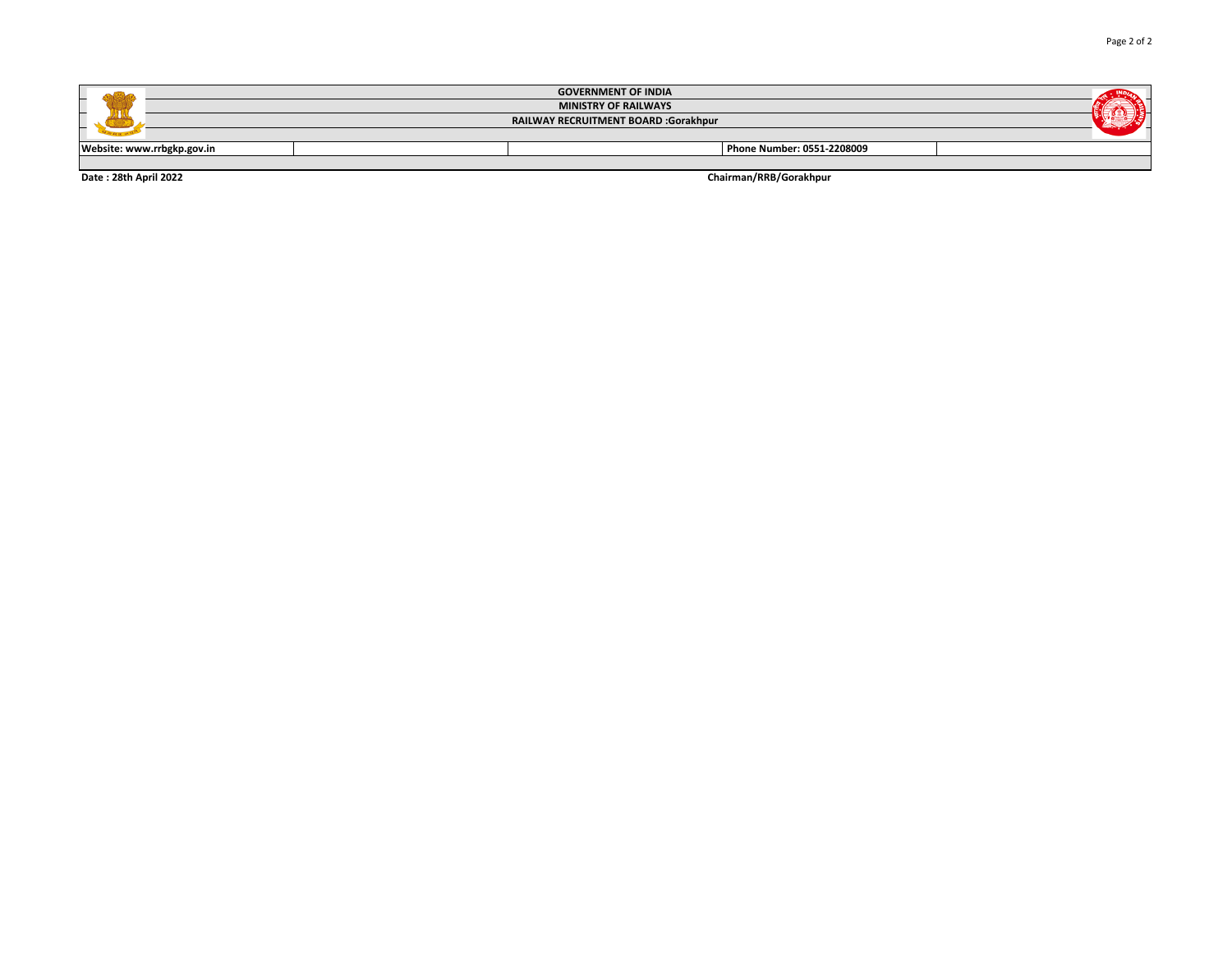**GOVERNMENT OF INDIA**

**MINISTRY OF RAILWAYS**

**RAILWAY RECRUITMENT BOARD :Gorakhpur**

| | | | | |
|---|---|---|---|---|
| **Website: www.rrbgkp.gov.in** | | | **Phone Number: 0551-2208009** | |

**Date : 28th April 2022**

**Chairman/RRB/Gorakhpur**